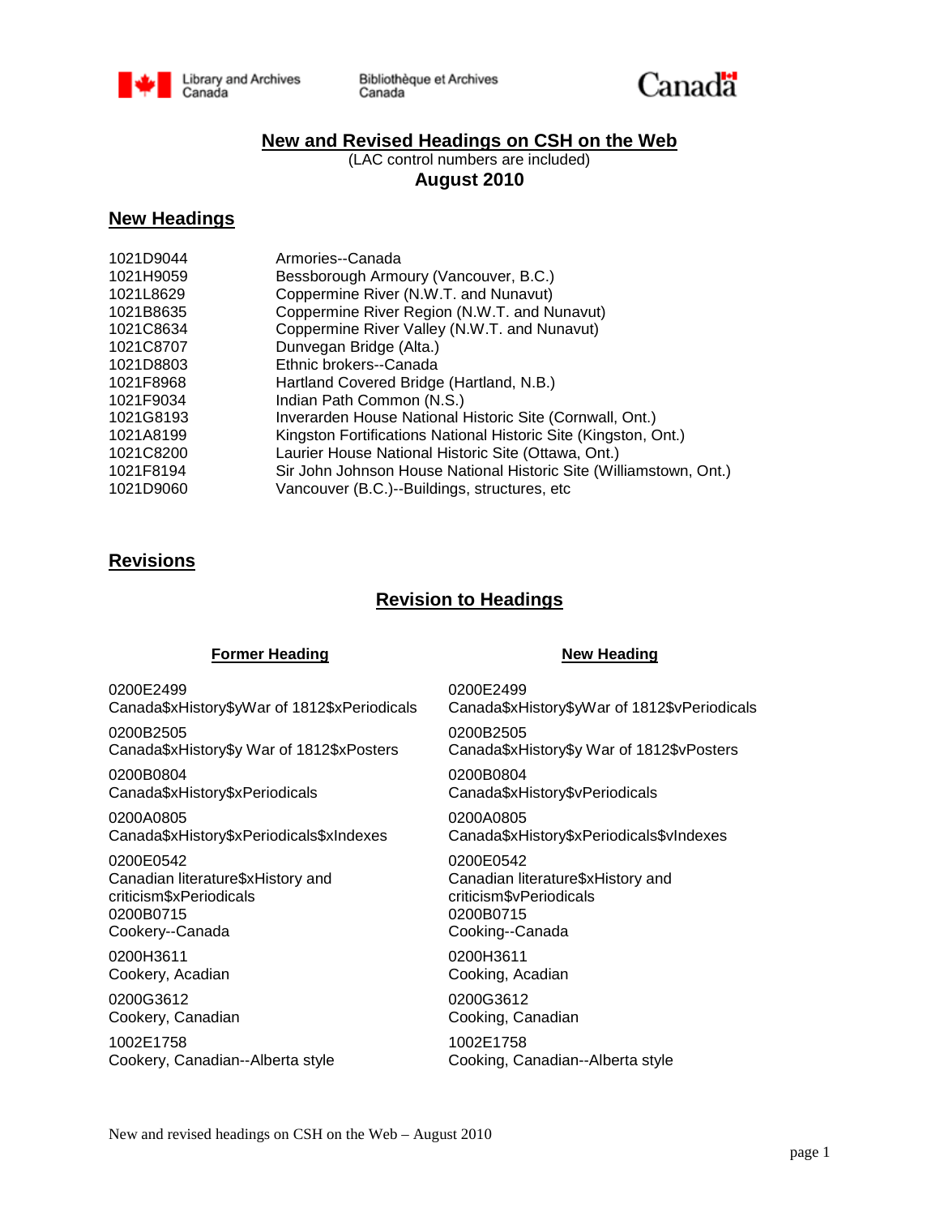Library and Archives Canada | Bibliothèque et Archives Canada | Canada

# New and Revised Headings on CSH on the Web

(LAC control numbers are included)

**August 2010**

## New Headings

| | |
|---|---|
| 1021D9044 | Armories--Canada |
| 1021H9059 | Bessborough Armoury (Vancouver, B.C.) |
| 1021L8629 | Coppermine River (N.W.T. and Nunavut) |
| 1021B8635 | Coppermine River Region (N.W.T. and Nunavut) |
| 1021C8634 | Coppermine River Valley (N.W.T. and Nunavut) |
| 1021C8707 | Dunvegan Bridge (Alta.) |
| 1021D8803 | Ethnic brokers--Canada |
| 1021F8968 | Hartland Covered Bridge (Hartland, N.B.) |
| 1021F9034 | Indian Path Common (N.S.) |
| 1021G8193 | Inverarden House National Historic Site (Cornwall, Ont.) |
| 1021A8199 | Kingston Fortifications National Historic Site (Kingston, Ont.) |
| 1021C8200 | Laurier House National Historic Site (Ottawa, Ont.) |
| 1021F8194 | Sir John Johnson House National Historic Site (Williamstown, Ont.) |
| 1021D9060 | Vancouver (B.C.)--Buildings, structures, etc |

## Revisions

### Revision to Headings

| Former Heading | New Heading |
|---|---|
| 0200E2499<br>Canada$xHistory$yWar of 1812$xPeriodicals | 0200E2499<br>Canada$xHistory$yWar of 1812$vPeriodicals |
| 0200B2505<br>Canada$xHistory$y War of 1812$xPosters | 0200B2505<br>Canada$xHistory$y War of 1812$vPosters |
| 0200B0804<br>Canada$xHistory$xPeriodicals | 0200B0804<br>Canada$xHistory$vPeriodicals |
| 0200A0805<br>Canada$xHistory$xPeriodicals$xIndexes | 0200A0805<br>Canada$xHistory$xPeriodicals$vIndexes |
| 0200E0542<br>Canadian literature$xHistory and criticism$xPeriodicals | 0200E0542<br>Canadian literature$xHistory and criticism$vPeriodicals |
| 0200B0715<br>Cookery--Canada | 0200B0715<br>Cooking--Canada |
| 0200H3611<br>Cookery, Acadian | 0200H3611<br>Cooking, Acadian |
| 0200G3612<br>Cookery, Canadian | 0200G3612<br>Cooking, Canadian |
| 1002E1758<br>Cookery, Canadian--Alberta style | 1002E1758<br>Cooking, Canadian--Alberta style |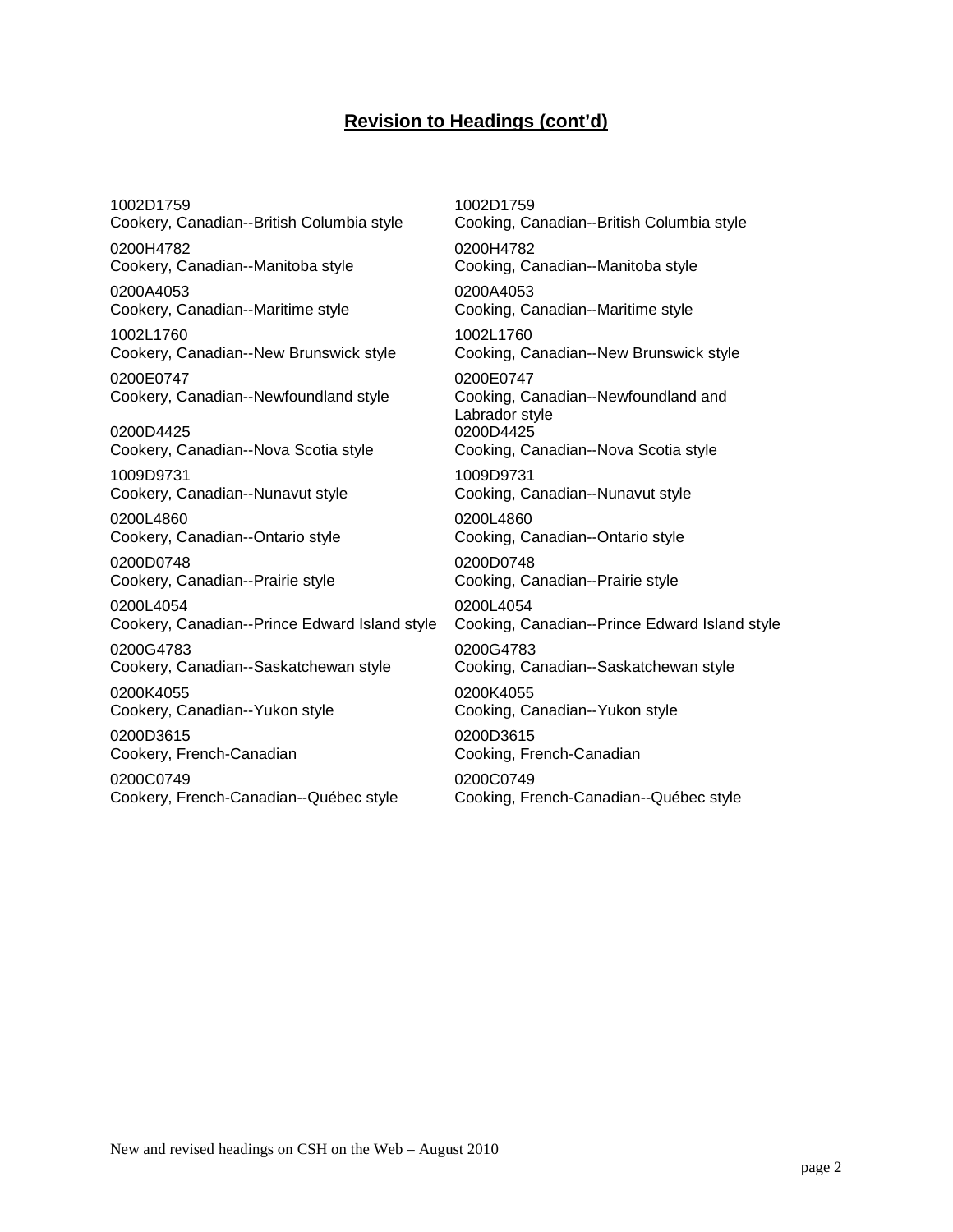## **Revision to Headings (cont'd)**

| | |
|---|---|
| 1002D1759<br>Cookery, Canadian--British Columbia style | 1002D1759<br>Cooking, Canadian--British Columbia style |
| 0200H4782<br>Cookery, Canadian--Manitoba style | 0200H4782<br>Cooking, Canadian--Manitoba style |
| 0200A4053<br>Cookery, Canadian--Maritime style | 0200A4053<br>Cooking, Canadian--Maritime style |
| 1002L1760<br>Cookery, Canadian--New Brunswick style | 1002L1760<br>Cooking, Canadian--New Brunswick style |
| 0200E0747<br>Cookery, Canadian--Newfoundland style | 0200E0747<br>Cooking, Canadian--Newfoundland and Labrador style |
| 0200D4425<br>Cookery, Canadian--Nova Scotia style | 0200D4425<br>Cooking, Canadian--Nova Scotia style |
| 1009D9731<br>Cookery, Canadian--Nunavut style | 1009D9731<br>Cooking, Canadian--Nunavut style |
| 0200L4860<br>Cookery, Canadian--Ontario style | 0200L4860<br>Cooking, Canadian--Ontario style |
| 0200D0748<br>Cookery, Canadian--Prairie style | 0200D0748<br>Cooking, Canadian--Prairie style |
| 0200L4054<br>Cookery, Canadian--Prince Edward Island style | 0200L4054<br>Cooking, Canadian--Prince Edward Island style |
| 0200G4783<br>Cookery, Canadian--Saskatchewan style | 0200G4783<br>Cooking, Canadian--Saskatchewan style |
| 0200K4055<br>Cookery, Canadian--Yukon style | 0200K4055<br>Cooking, Canadian--Yukon style |
| 0200D3615<br>Cookery, French-Canadian | 0200D3615<br>Cooking, French-Canadian |
| 0200C0749<br>Cookery, French-Canadian--Québec style | 0200C0749<br>Cooking, French-Canadian--Québec style |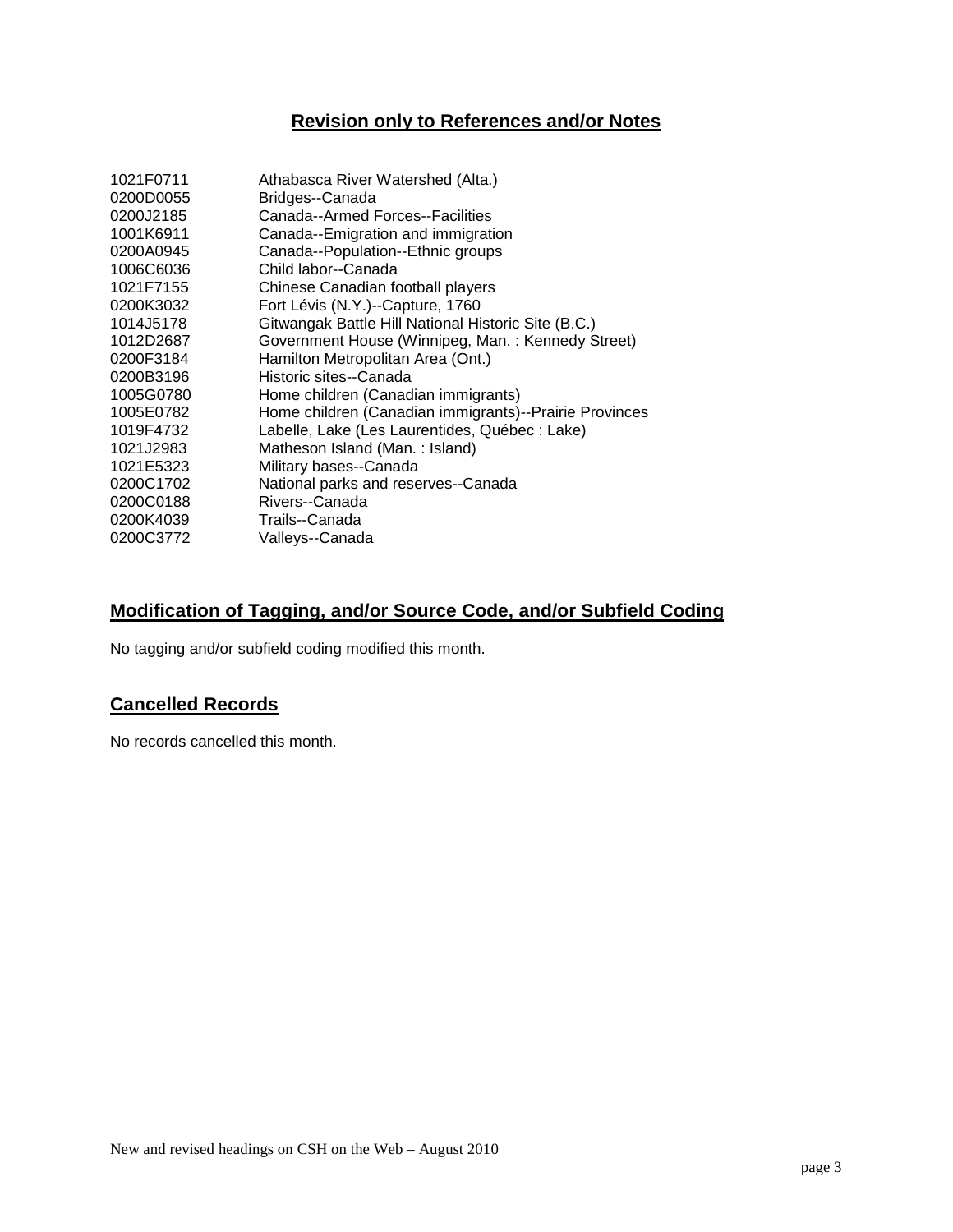## Revision only to References and/or Notes

| | |
|---|---|
| 1021F0711 | Athabasca River Watershed (Alta.) |
| 0200D0055 | Bridges--Canada |
| 0200J2185 | Canada--Armed Forces--Facilities |
| 1001K6911 | Canada--Emigration and immigration |
| 0200A0945 | Canada--Population--Ethnic groups |
| 1006C6036 | Child labor--Canada |
| 1021F7155 | Chinese Canadian football players |
| 0200K3032 | Fort Lévis (N.Y.)--Capture, 1760 |
| 1014J5178 | Gitwangak Battle Hill National Historic Site (B.C.) |
| 1012D2687 | Government House (Winnipeg, Man. : Kennedy Street) |
| 0200F3184 | Hamilton Metropolitan Area (Ont.) |
| 0200B3196 | Historic sites--Canada |
| 1005G0780 | Home children (Canadian immigrants) |
| 1005E0782 | Home children (Canadian immigrants)--Prairie Provinces |
| 1019F4732 | Labelle, Lake (Les Laurentides, Québec : Lake) |
| 1021J2983 | Matheson Island (Man. : Island) |
| 1021E5323 | Military bases--Canada |
| 0200C1702 | National parks and reserves--Canada |
| 0200C0188 | Rivers--Canada |
| 0200K4039 | Trails--Canada |
| 0200C3772 | Valleys--Canada |

## Modification of Tagging, and/or Source Code, and/or Subfield Coding

No tagging and/or subfield coding modified this month.

## Cancelled Records

No records cancelled this month.